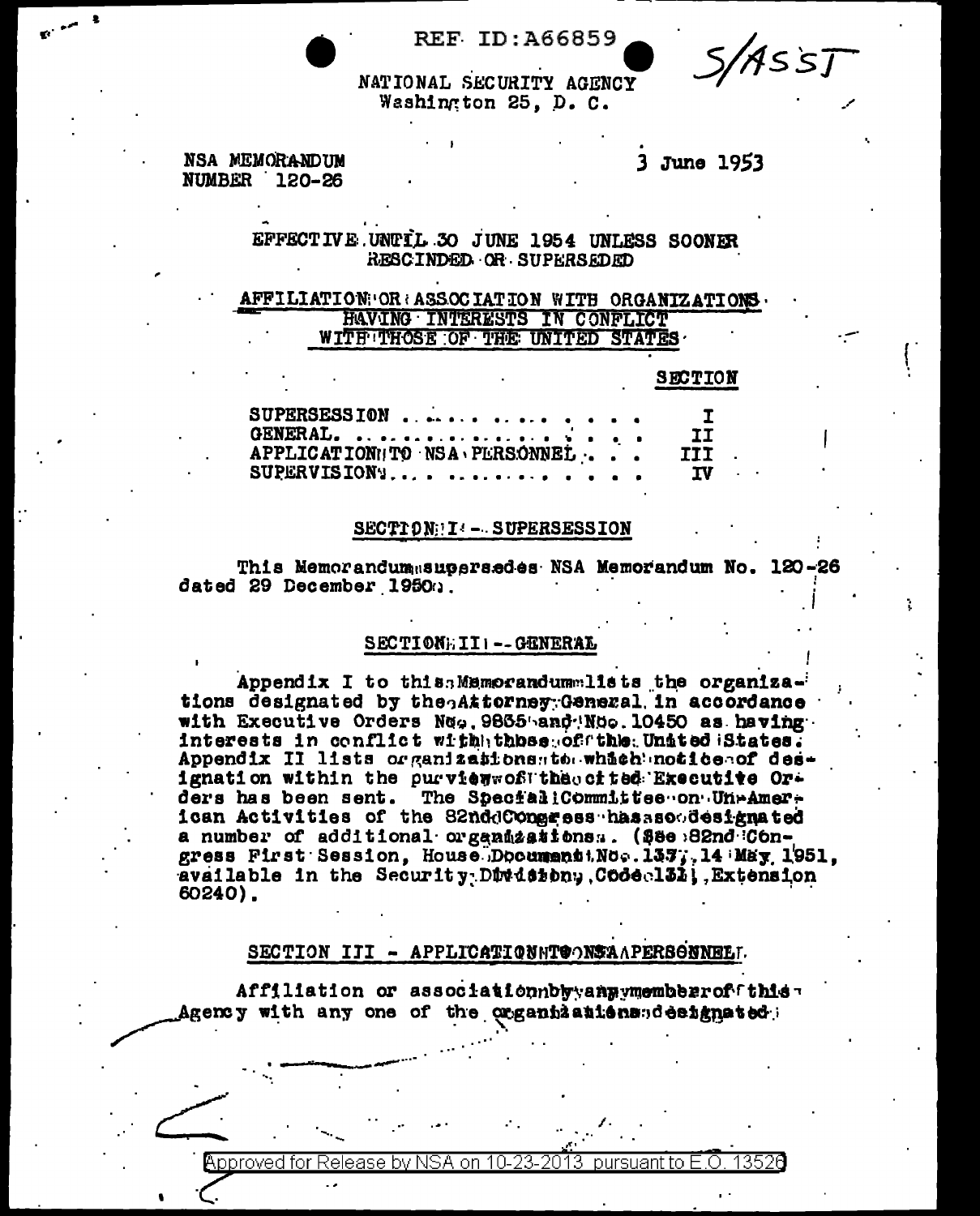REF ID:A66859

S/ASST

NATIONAL SECURITY AGENCY
Washington 25, D. C.

NSA MEMORANDUM
NUMBER 120-26

3 June 1953

EFFECTIVE UNTIL 30 JUNE 1954 UNLESS SOONER RESCINDED OR SUPERSEDED

## AFFILIATION OR ASSOCIATION WITH ORGANIZATIONS HAVING INTERESTS IN CONFLICT WITH THOSE OF THE UNITED STATES

| | SECTION |
|---|---|
| SUPERSESSION . . . . . . . . . . . . . | I |
| GENERAL. . . . . . . . . . . . . . . . | II |
| APPLICATION TO NSA PERSONNEL . . . | III |
| SUPERVISION. . . . . . . . . . . . . . | IV |

### SECTION I - SUPERSESSION

This Memorandum supersedes NSA Memorandum No. 120-26 dated 29 December 1950.

### SECTION II -- GENERAL

Appendix I to this Memorandum lists the organizations designated by the Attorney General in accordance with Executive Orders No. 9835 and No. 10450 as having interests in conflict with those of the United States. Appendix II lists organizations to which notice of designation within the purview of the cited Executive Orders has been sent. The Special Committee on Un-American Activities of the 82nd Congress has also designated a number of additional organizations. (See 82nd Congress First Session, House Document No. 137, 14 May 1951, available in the Security Division, Code 131, Extension 60240).

### SECTION III - APPLICATION TO NSA PERSONNEL

Affiliation or association by any member of this Agency with any one of the organizations designated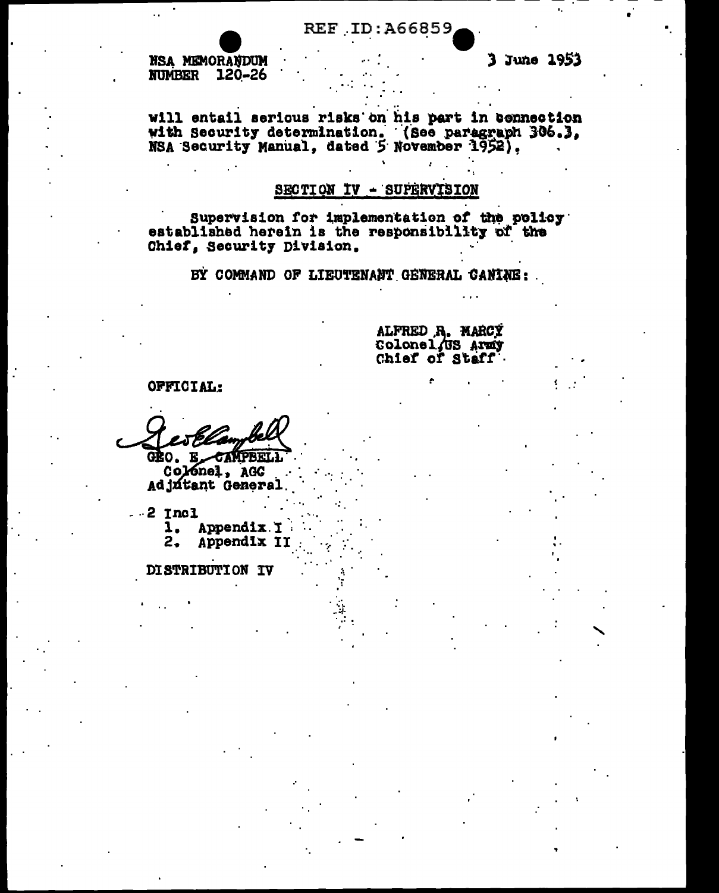NSA MEMORANDUM
NUMBER 120-26

3 June 1953

will entail serious risks on his part in connection with Security determination. (See paragraph 306.3, NSA Security Manual, dated 5 November 1952).

## SECTION IV - SUPERVISION

Supervision for implementation of the policy established herein is the responsibility of the Chief, Security Division.

BY COMMAND OF LIEUTENANT GENERAL CANINE:

ALFRED R. MARCY
Colonel, US Army
Chief of Staff

OFFICIAL:

Geo E Campbell
GEO. E. CAMPBELL
Colonel, AGC
Adjutant General

2 Incl
1. Appendix I
2. Appendix II

DISTRIBUTION IV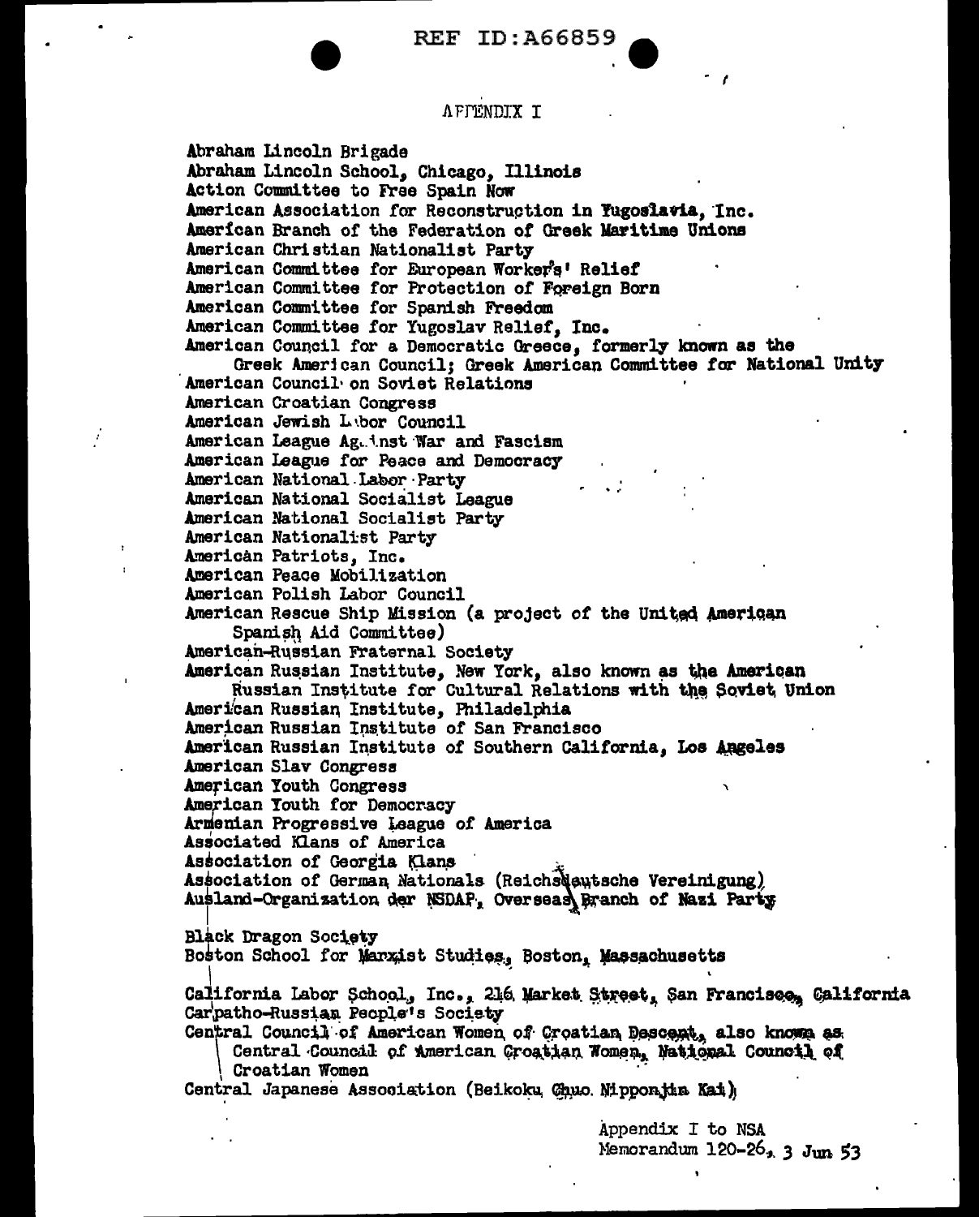REF ID:A66859

APPENDIX I

Abraham Lincoln Brigade
Abraham Lincoln School, Chicago, Illinois
Action Committee to Free Spain Now
American Association for Reconstruction in Yugoslavia, Inc.
American Branch of the Federation of Greek Maritime Unions
American Christian Nationalist Party
American Committee for European Worker's' Relief
American Committee for Protection of Foreign Born
American Committee for Spanish Freedom
American Committee for Yugoslav Relief, Inc.
American Council for a Democratic Greece, formerly known as the
    Greek American Council; Greek American Committee for National Unity
American Council on Soviet Relations
American Croatian Congress
American Jewish Labor Council
American League Against War and Fascism
American League for Peace and Democracy
American National Labor Party
American National Socialist League
American National Socialist Party
American Nationalist Party
American Patriots, Inc.
American Peace Mobilization
American Polish Labor Council
American Rescue Ship Mission (a project of the United American
    Spanish Aid Committee)
American-Russian Fraternal Society
American Russian Institute, New York, also known as the American
    Russian Institute for Cultural Relations with the Soviet Union
American Russian Institute, Philadelphia
American Russian Institute of San Francisco
American Russian Institute of Southern California, Los Angeles
American Slav Congress
American Youth Congress
American Youth for Democracy
Armenian Progressive League of America
Associated Klans of America
Association of Georgia Klans
Association of German Nationals (Reichsdeutsche Vereinigung)
Ausland-Organization der NSDAP, Overseas Branch of Nazi Party

Black Dragon Society
Boston School for Marxist Studies, Boston, Massachusetts

California Labor School, Inc., 216 Market Street, San Francisco, California
Carpatho-Russian People's Society
Central Council of American Women of Croatian Descent, also known as
    Central Council of American Croatian Women, National Council of
    Croatian Women
Central Japanese Association (Beikoku Chuo Nipponjin Kai)

Appendix I to NSA
Memorandum 120-26, 3 Jun 53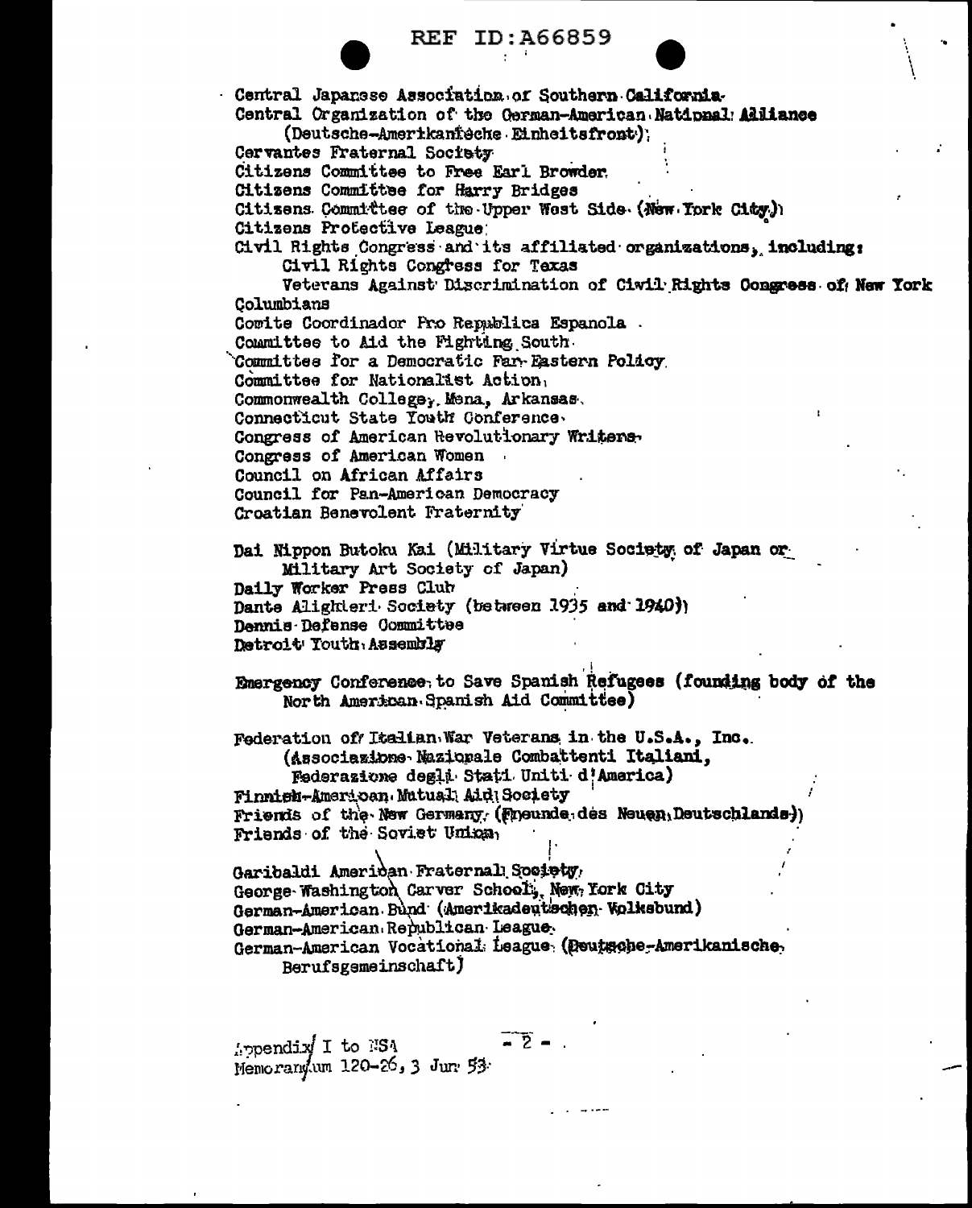Central Japanese Association of Southern California

Central Organization of the German-American National Alliance
  (Deutsche-Amerikanische Einheitsfront)

Cervantes Fraternal Society

Citizens Committee to Free Earl Browder

Citizens Committee for Harry Bridges

Citizens Committee of the Upper West Side (New York City)

Citizens Protective League

Civil Rights Congress and its affiliated organizations, including:
  Civil Rights Congress for Texas
  Veterans Against Discrimination of Civil Rights Congress of New York

Columbians

Comite Coordinador Pro Republica Espanola

Committee to Aid the Fighting South

Committee for a Democratic Far Eastern Policy

Committee for Nationalist Action

Commonwealth College, Mena, Arkansas

Connecticut State Youth Conference

Congress of American Revolutionary Writers

Congress of American Women

Council on African Affairs

Council for Pan-American Democracy

Croatian Benevolent Fraternity

Dai Nippon Butoku Kai (Military Virtue Society of Japan or
  Military Art Society of Japan)

Daily Worker Press Club

Dante Alighieri Society (between 1935 and 1940)

Dennis Defense Committee

Detroit Youth Assembly

Emergency Conference to Save Spanish Refugees (founding body of the
  North American Spanish Aid Committee)

Federation of Italian War Veterans in the U.S.A., Inc.
  (Associazione Nazionale Combattenti Italiani,
  Federazione degli Stati Uniti d'America)

Finnish-American Mutual Aid Society

Friends of the New Germany (Freunde des Neuen Deutschlands)

Friends of the Soviet Union

Garibaldi American Fraternal Society

George Washington Carver School, New York City

German-American Bund (Amerikadeutscher Volksbund)

German-American Republican League

German-American Vocational League (Deutsche-Amerikanische
  Berufsgemeinschaft)

Appendix I to NSA
Memorandum 120-26, 3 Jun 53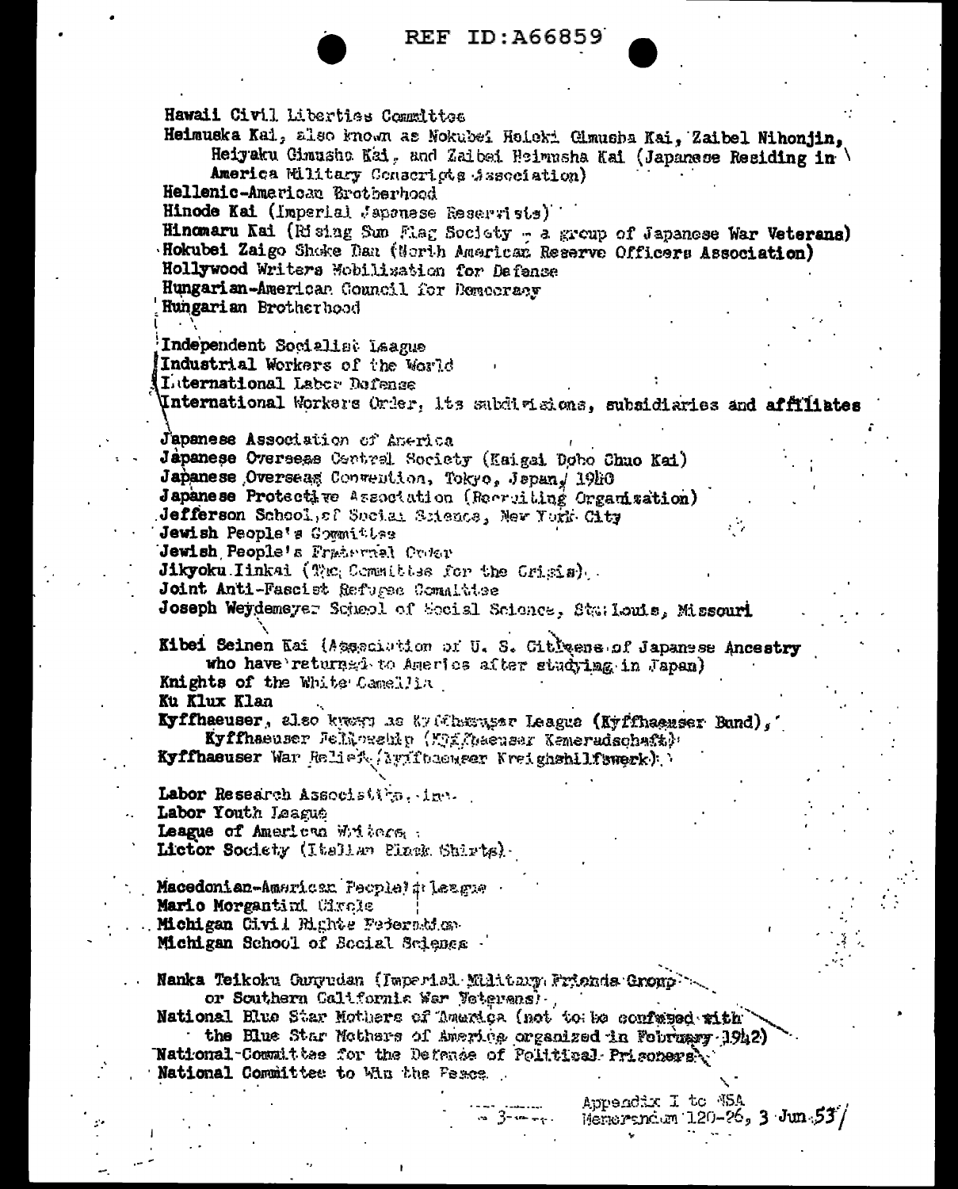Hawaii Civil Liberties Committee
**Heimuska Kai**, also known as Nokubei Heieki Gimusha Kai, Zaibei Nihonjin, Heiyaku Gimusho Kai, and Zaibei Heimusha Kai (**Japanese Residing in America** Military Conscripts Association)
**Hellenic-American** Brotherhood
**Hinode Kai** (Imperial Japanese Reservists)
**Hinomaru Kai** (Rising Sun Flag Society - a group of Japanese War **Veterans**)
**Hokubei Zaigo** Shoko Dan (North American **Reserve Officers Association**)
**Hollywood** Writers Mobilization for **Defense**
**Hungarian**-American Council for Democracy
**Hungarian** Brotherhood

**Independent** Socialist League
**Industrial** Workers of the World
International Labor Defense
**International** Workers Order, its subdivisions, subsidiaries and **affiliates**

**Japanese Association** of America
**Japanese** Overseas Central Society (Kaigai Dobo Chuo Kai)
**Japanese** Overseas Convention, Tokyo, Japan, 1940
**Japanese Protective** Association (Recruiting Organization)
**Jefferson** School of Social Science, New York City
**Jewish People's** Committee
**Jewish** People's Fraternal Order
**Jikyoku** Iinkai (The Committee for the Crisis)
**Joint** Anti-Fascist Refugee Committee
**Joseph Weydemeyer** School of Social Science, St. Louis, **Missouri**

**Kibei** Seinen Kai (Association of U. S. Citizens of Japanese Ancestry **who have** returned to America after studying in Japan)
**Knights** of the White Camellia
**Ku Klux** Klan
**Kyffhaeuser**, also known as Kyffhaeuser League (**Kyffhaeuser Bund**), **Kyffhaeuser** Fellowship (Kyffhaeuser Kameradschaft)
**Kyffhaeuser** War Relief (Kyffhaeuser **Kreigshilfswerk**)

**Labor** Research Association, Inc.
**Labor** Youth League
**League** of American Writers
**Lictor** Society (Italian Black Shirts)

**Macedonian-American** People's League
**Mario Morgantini** Circle
**Michigan** Civil Rights Federation
**Michigan** School of Social Science

**Nanka** Teikoku Gunyudan (Imperial Military Friends Group or Southern California War Veterans)
**National** Blue Star Mothers of America (not to be confused with the Blue Star Mothers of America organized in February 1942)
National Committee for the Defense of Political Prisoners
**National** Committee to Win the Peace

Appendix I to NSA
Memorandum 120-26, **3 Jun 53**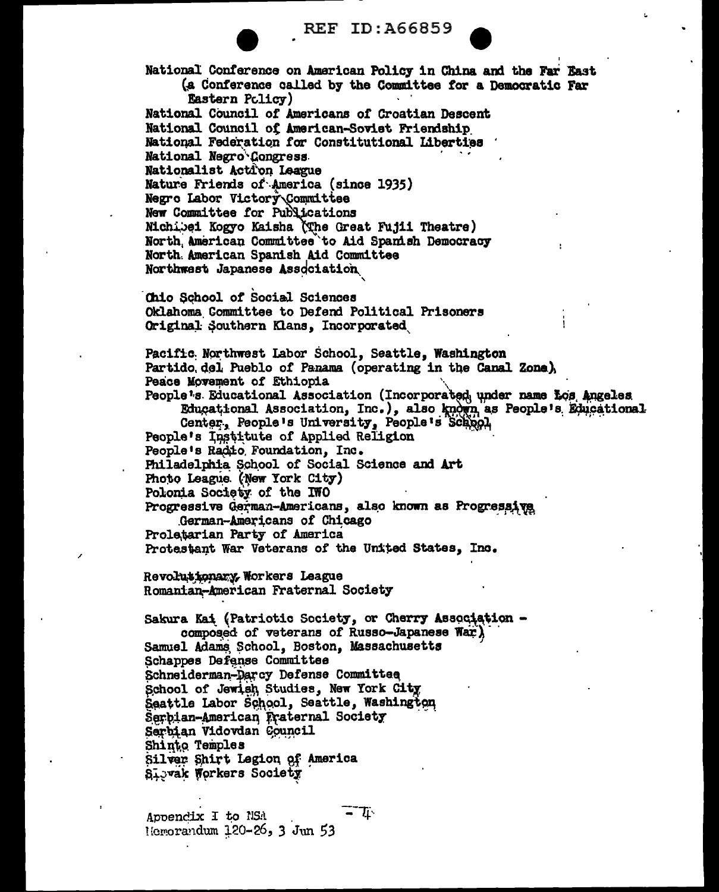National Conference on American Policy in China and the Far East (a Conference called by the Committee for a Democratic Far Eastern Policy)
National Council of Americans of Croatian Descent
National Council of American-Soviet Friendship
National Federation for Constitutional Liberties
National Negro Congress
Nationalist Action League
Nature Friends of America (since 1935)
Negro Labor Victory Committee
New Committee for Publications
Nichibei Kogyo Kaisha (The Great Fujii Theatre)
North American Committee to Aid Spanish Democracy
North American Spanish Aid Committee
Northwest Japanese Association

Ohio School of Social Sciences
Oklahoma Committee to Defend Political Prisoners
Original Southern Klans, Incorporated

Pacific Northwest Labor School, Seattle, Washington
Partido del Pueblo of Panama (operating in the Canal Zone)
Peace Movement of Ethiopia
People's Educational Association (Incorporated under name Los Angeles Educational Association, Inc.), also known as People's Educational Center, People's University, People's School
People's Institute of Applied Religion
People's Radio Foundation, Inc.
Philadelphia School of Social Science and Art
Photo League (New York City)
Polonia Society of the IWO
Progressive German-Americans, also known as Progressive German-Americans of Chicago
Proletarian Party of America
Protestant War Veterans of the United States, Inc.

Revolutionary Workers League
Romanian-American Fraternal Society

Sakura Kai (Patriotic Society, or Cherry Association - composed of veterans of Russo-Japanese War)
Samuel Adams School, Boston, Massachusetts
Schappes Defense Committee
Schneiderman-Darcy Defense Committee
School of Jewish Studies, New York City
Seattle Labor School, Seattle, Washington
Serbian-American Fraternal Society
Serbian Vidovdan Council
Shinto Temples
Silver Shirt Legion of America
Slovak Workers Society

Appendix I to NSA Memorandum 120-26, 3 Jun 53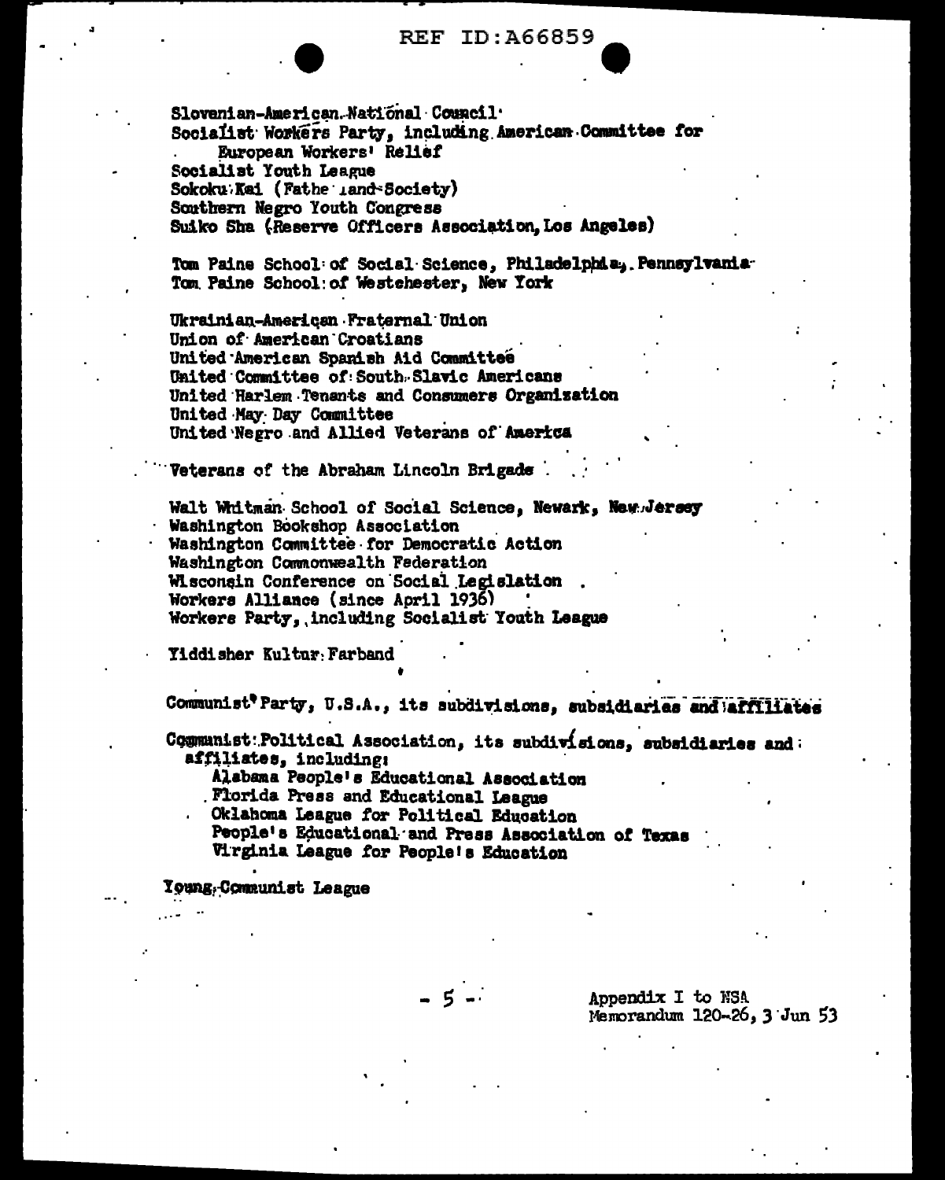Slovenian-American National Council
Socialist Workers Party, including American Committee for European Workers' Relief
Socialist Youth League
Sokoku Kai (Fatherland Society)
Southern Negro Youth Congress
Suiko Sha (Reserve Officers Association, Los Angeles)

Tom Paine School of Social Science, Philadelphia, Pennsylvania
Tom Paine School of Westchester, New York

Ukrainian-American Fraternal Union
Union of American Croatians
United American Spanish Aid Committee
United Committee of South Slavic Americans
United Harlem Tenants and Consumers Organization
United May Day Committee
United Negro and Allied Veterans of America

Veterans of the Abraham Lincoln Brigade

Walt Whitman School of Social Science, Newark, New Jersey
Washington Bookshop Association
Washington Committee for Democratic Action
Washington Commonwealth Federation
Wisconsin Conference on Social Legislation
Workers Alliance (since April 1936)
Workers Party, including Socialist Youth League

Yiddisher Kultur Farband

Communist Party, U.S.A., its subdivisions, subsidiaries and affiliates

Communist Political Association, its subdivisions, subsidiaries and affiliates, including:
- Alabama People's Educational Association
- Florida Press and Educational League
- Oklahoma League for Political Education
- People's Educational and Press Association of Texas
- Virginia League for People's Education

Young Communist League

Appendix I to NSA Memorandum 120-26, 3 Jun 53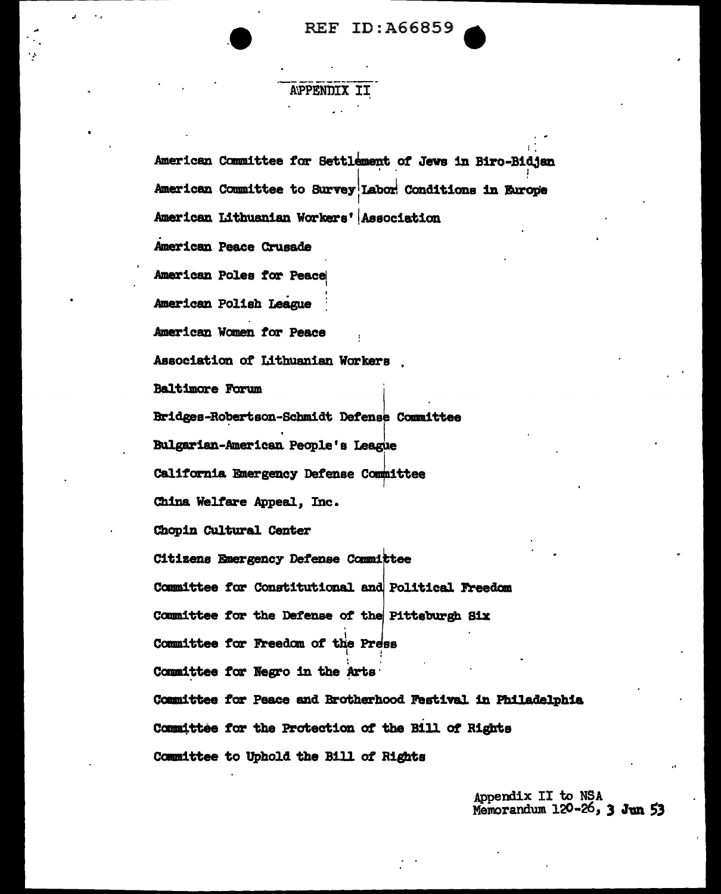REF ID:A66859

## APPENDIX II

American Committee for Settlement of Jews in Biro-Bidjan

American Committee to Survey Labor Conditions in Europe

American Lithuanian Workers' Association

American Peace Crusade

American Poles for Peace

American Polish League

American Women for Peace

Association of Lithuanian Workers

Baltimore Forum

Bridges-Robertson-Schmidt Defense Committee

Bulgarian-American People's League

California Emergency Defense Committee

China Welfare Appeal, Inc.

Chopin Cultural Center

Citizens Emergency Defense Committee

Committee for Constitutional and Political Freedom

Committee for the Defense of the Pittsburgh Six

Committee for Freedom of the Press

Committee for Negro in the Arts

Committee for Peace and Brotherhood Festival in Philadelphia

Committee for the Protection of the Bill of Rights

Committee to Uphold the Bill of Rights

Appendix II to NSA
Memorandum 120-26, 3 Jun 53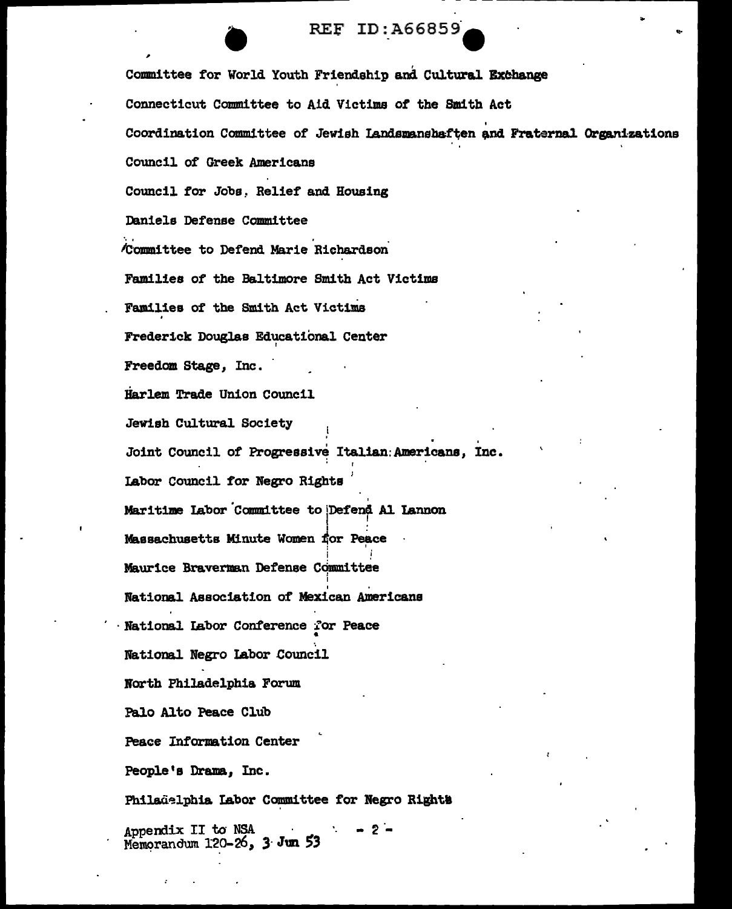Committee for World Youth Friendship and Cultural Exchange

Connecticut Committee to Aid Victims of the Smith Act

Coordination Committee of Jewish Landsmanshaften and Fraternal Organizations

Council of Greek Americans

Council for Jobs, Relief and Housing

Daniels Defense Committee

Committee to Defend Marie Richardson

Families of the Baltimore Smith Act Victims

Families of the Smith Act Victims

Frederick Douglas Educational Center

Freedom Stage, Inc.

Harlem Trade Union Council

Jewish Cultural Society

Joint Council of Progressive Italian Americans, Inc.

Labor Council for Negro Rights

Maritime Labor Committee to Defend Al Lannon

Massachusetts Minute Women for Peace

Maurice Braverman Defense Committee

National Association of Mexican Americans

National Labor Conference for Peace

National Negro Labor Council

North Philadelphia Forum

Palo Alto Peace Club

Peace Information Center

People's Drama, Inc.

Philadelphia Labor Committee for Negro Rights

Appendix II to NSA
Memorandum 120-26, 3 Jun 53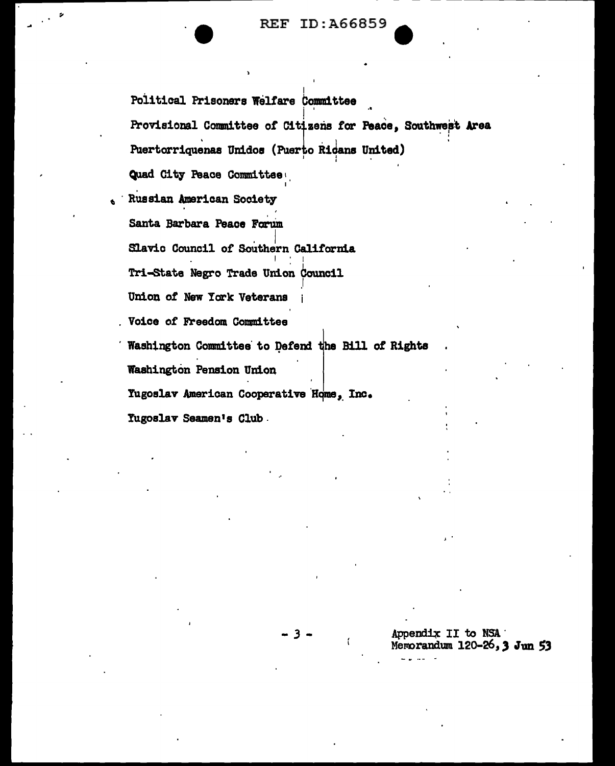Political Prisoners Welfare Committee

Provisional Committee of Citizens for Peace, Southwest Area

Puertorriquenas Unidos (Puerto Ricans United)

Quad City Peace Committee

Russian American Society

Santa Barbara Peace Forum

Slavic Council of Southern California

Tri-State Negro Trade Union Council

Union of New York Veterans

Voice of Freedom Committee

Washington Committee to Defend the Bill of Rights

Washington Pension Union

Yugoslav American Cooperative Home, Inc.

Yugoslav Seamen's Club

Appendix II to NSA Memorandum 120-26, 3 Jun 53